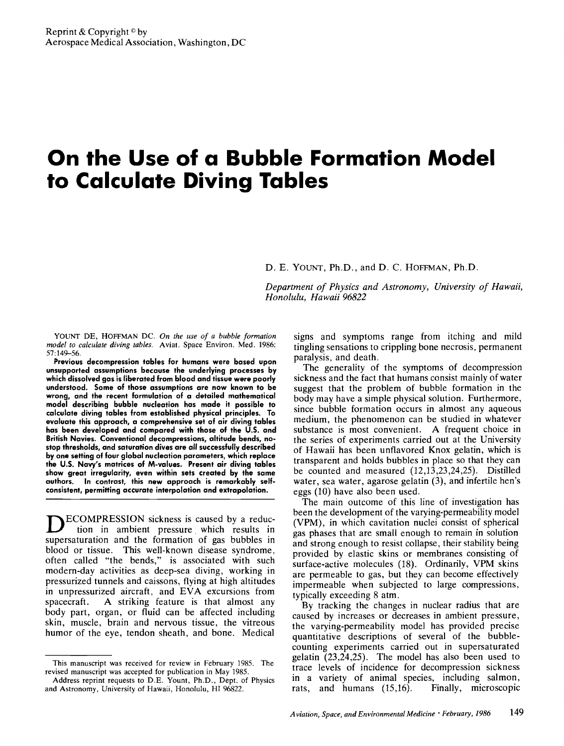Reprint & Copyright © by
Aerospace Medical Association, Washington, DC

# On the Use of a Bubble Formation Model to Calculate Diving Tables

D. E. YOUNT, Ph.D., and D. C. HOFFMAN, Ph.D.

*Department of Physics and Astronomy, University of Hawaii, Honolulu, Hawaii 96822*

YOUNT DE, HOFFMAN DC. *On the use of a bubble formation model to calculate diving tables.* Aviat. Space Environ. Med. 1986: 57:149–56.

**Previous decompression tables for humans were based upon unsupported assumptions because the underlying processes by which dissolved gas is liberated from blood and tissue were poorly understood. Some of those assumptions are now known to be wrong, and the recent formulation of a detailed mathematical model describing bubble nucleation has made it possible to calculate diving tables from established physical principles. To evaluate this approach, a comprehensive set of air diving tables has been developed and compared with those of the U.S. and British Navies. Conventional decompressions, altitude bends, no-stop thresholds, and saturation dives are all successfully described by one setting of four global nucleation parameters, which replace the U.S. Navy's matrices of M-values. Present air diving tables show great irregularity, even within sets created by the same authors. In contrast, this new approach is remarkably self-consistent, permitting accurate interpolation and extrapolation.**

DECOMPRESSION sickness is caused by a reduction in ambient pressure which results in supersaturation and the formation of gas bubbles in blood or tissue. This well-known disease syndrome, often called "the bends," is associated with such modern-day activities as deep-sea diving, working in pressurized tunnels and caissons, flying at high altitudes in unpressurized aircraft, and EVA excursions from spacecraft. A striking feature is that almost any body part, organ, or fluid can be affected including skin, muscle, brain and nervous tissue, the vitreous humor of the eye, tendon sheath, and bone. Medical signs and symptoms range from itching and mild tingling sensations to crippling bone necrosis, permanent paralysis, and death.

The generality of the symptoms of decompression sickness and the fact that humans consist mainly of water suggest that the problem of bubble formation in the body may have a simple physical solution. Furthermore, since bubble formation occurs in almost any aqueous medium, the phenomenon can be studied in whatever substance is most convenient. A frequent choice in the series of experiments carried out at the University of Hawaii has been unflavored Knox gelatin, which is transparent and holds bubbles in place so that they can be counted and measured (12,13,23,24,25). Distilled water, sea water, agarose gelatin (3), and infertile hen's eggs (10) have also been used.

The main outcome of this line of investigation has been the development of the varying-permeability model (VPM), in which cavitation nuclei consist of spherical gas phases that are small enough to remain in solution and strong enough to resist collapse, their stability being provided by elastic skins or membranes consisting of surface-active molecules (18). Ordinarily, VPM skins are permeable to gas, but they can become effectively impermeable when subjected to large compressions, typically exceeding 8 atm.

By tracking the changes in nuclear radius that are caused by increases or decreases in ambient pressure, the varying-permeability model has provided precise quantitative descriptions of several of the bubble-counting experiments carried out in supersaturated gelatin (23,24,25). The model has also been used to trace levels of incidence for decompression sickness in a variety of animal species, including salmon, rats, and humans (15,16). Finally, microscopic

---

This manuscript was received for review in February 1985. The revised manuscript was accepted for publication in May 1985.

Address reprint requests to D.E. Yount, Ph.D., Dept. of Physics and Astronomy, University of Hawaii, Honolulu, HI 96822.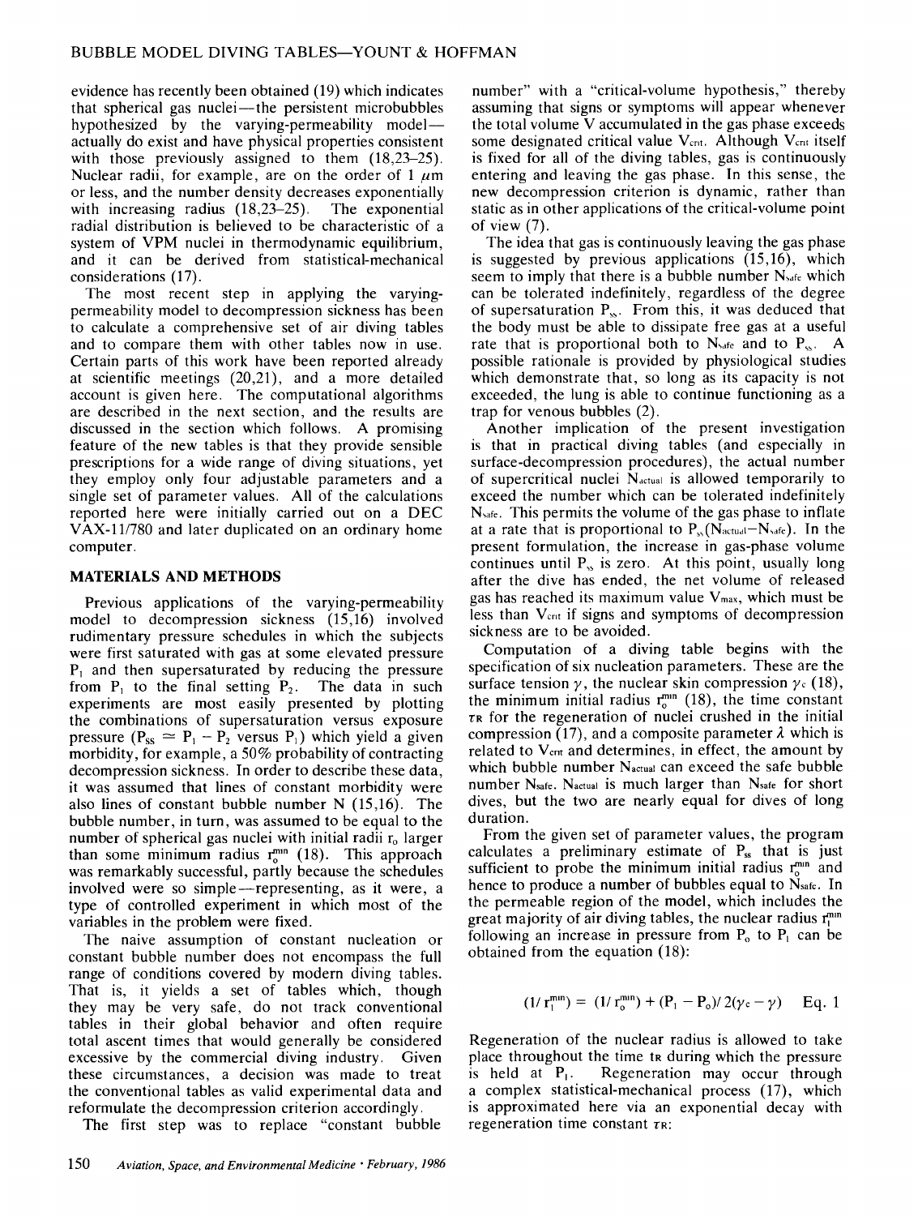evidence has recently been obtained (19) which indicates that spherical gas nuclei—the persistent microbubbles hypothesized by the varying-permeability model—actually do exist and have physical properties consistent with those previously assigned to them (18,23–25). Nuclear radii, for example, are on the order of 1 $\mu$m or less, and the number density decreases exponentially with increasing radius (18,23–25). The exponential radial distribution is believed to be characteristic of a system of VPM nuclei in thermodynamic equilibrium, and it can be derived from statistical-mechanical considerations (17).

The most recent step in applying the varying-permeability model to decompression sickness has been to calculate a comprehensive set of air diving tables and to compare them with other tables now in use. Certain parts of this work have been reported already at scientific meetings (20,21), and a more detailed account is given here. The computational algorithms are described in the next section, and the results are discussed in the section which follows. A promising feature of the new tables is that they provide sensible prescriptions for a wide range of diving situations, yet they employ only four adjustable parameters and a single set of parameter values. All of the calculations reported here were initially carried out on a DEC VAX-11/780 and later duplicated on an ordinary home computer.

## MATERIALS AND METHODS

Previous applications of the varying-permeability model to decompression sickness (15,16) involved rudimentary pressure schedules in which the subjects were first saturated with gas at some elevated pressure $P_1$ and then supersaturated by reducing the pressure from $P_1$ to the final setting $P_2$. The data in such experiments are most easily presented by plotting the combinations of supersaturation versus exposure pressure ($P_{ss} \simeq P_1 - P_2$ versus $P_1$) which yield a given morbidity, for example, a 50% probability of contracting decompression sickness. In order to describe these data, it was assumed that lines of constant morbidity were also lines of constant bubble number N (15,16). The bubble number, in turn, was assumed to be equal to the number of spherical gas nuclei with initial radii $r_o$ larger than some minimum radius $r_o^{min}$ (18). This approach was remarkably successful, partly because the schedules involved were so simple—representing, as it were, a type of controlled experiment in which most of the variables in the problem were fixed.

The naive assumption of constant nucleation or constant bubble number does not encompass the full range of conditions covered by modern diving tables. That is, it yields a set of tables which, though they may be very safe, do not track conventional tables in their global behavior and often require total ascent times that would generally be considered excessive by the commercial diving industry. Given these circumstances, a decision was made to treat the conventional tables as valid experimental data and reformulate the decompression criterion accordingly.

The first step was to replace "constant bubble number" with a "critical-volume hypothesis," thereby assuming that signs or symptoms will appear whenever the total volume V accumulated in the gas phase exceeds some designated critical value $V_{crit}$. Although $V_{crit}$ itself is fixed for all of the diving tables, gas is continuously entering and leaving the gas phase. In this sense, the new decompression criterion is dynamic, rather than static as in other applications of the critical-volume point of view (7).

The idea that gas is continuously leaving the gas phase is suggested by previous applications (15,16), which seem to imply that there is a bubble number $N_{safe}$ which can be tolerated indefinitely, regardless of the degree of supersaturation $P_{ss}$. From this, it was deduced that the body must be able to dissipate free gas at a useful rate that is proportional both to $N_{safe}$ and to $P_{ss}$. A possible rationale is provided by physiological studies which demonstrate that, so long as its capacity is not exceeded, the lung is able to continue functioning as a trap for venous bubbles (2).

Another implication of the present investigation is that in practical diving tables (and especially in surface-decompression procedures), the actual number of supercritical nuclei $N_{actual}$ is allowed temporarily to exceed the number which can be tolerated indefinitely $N_{safe}$. This permits the volume of the gas phase to inflate at a rate that is proportional to $P_{ss}(N_{actual}-N_{safe})$. In the present formulation, the increase in gas-phase volume continues until $P_{ss}$ is zero. At this point, usually long after the dive has ended, the net volume of released gas has reached its maximum value $V_{max}$, which must be less than $V_{crit}$ if signs and symptoms of decompression sickness are to be avoided.

Computation of a diving table begins with the specification of six nucleation parameters. These are the surface tension $\gamma$, the nuclear skin compression $\gamma_c$ (18), the minimum initial radius $r_o^{min}$ (18), the time constant $\tau_R$ for the regeneration of nuclei crushed in the initial compression (17), and a composite parameter $\lambda$ which is related to $V_{crit}$ and determines, in effect, the amount by which bubble number $N_{actual}$ can exceed the safe bubble number $N_{safe}$. $N_{actual}$ is much larger than $N_{safe}$ for short dives, but the two are nearly equal for dives of long duration.

From the given set of parameter values, the program calculates a preliminary estimate of $P_{ss}$ that is just sufficient to probe the minimum initial radius $r_o^{min}$ and hence to produce a number of bubbles equal to $N_{safe}$. In the permeable region of the model, which includes the great majority of air diving tables, the nuclear radius $r_1^{min}$ following an increase in pressure from $P_o$ to $P_1$ can be obtained from the equation (18):

$$(1/r_1^{min}) = (1/r_o^{min}) + (P_1 - P_o)/2(\gamma_c - \gamma) \quad \text{Eq. 1}$$

Regeneration of the nuclear radius is allowed to take place throughout the time $t_R$ during which the pressure is held at $P_1$. Regeneration may occur through a complex statistical-mechanical process (17), which is approximated here via an exponential decay with regeneration time constant $\tau_R$: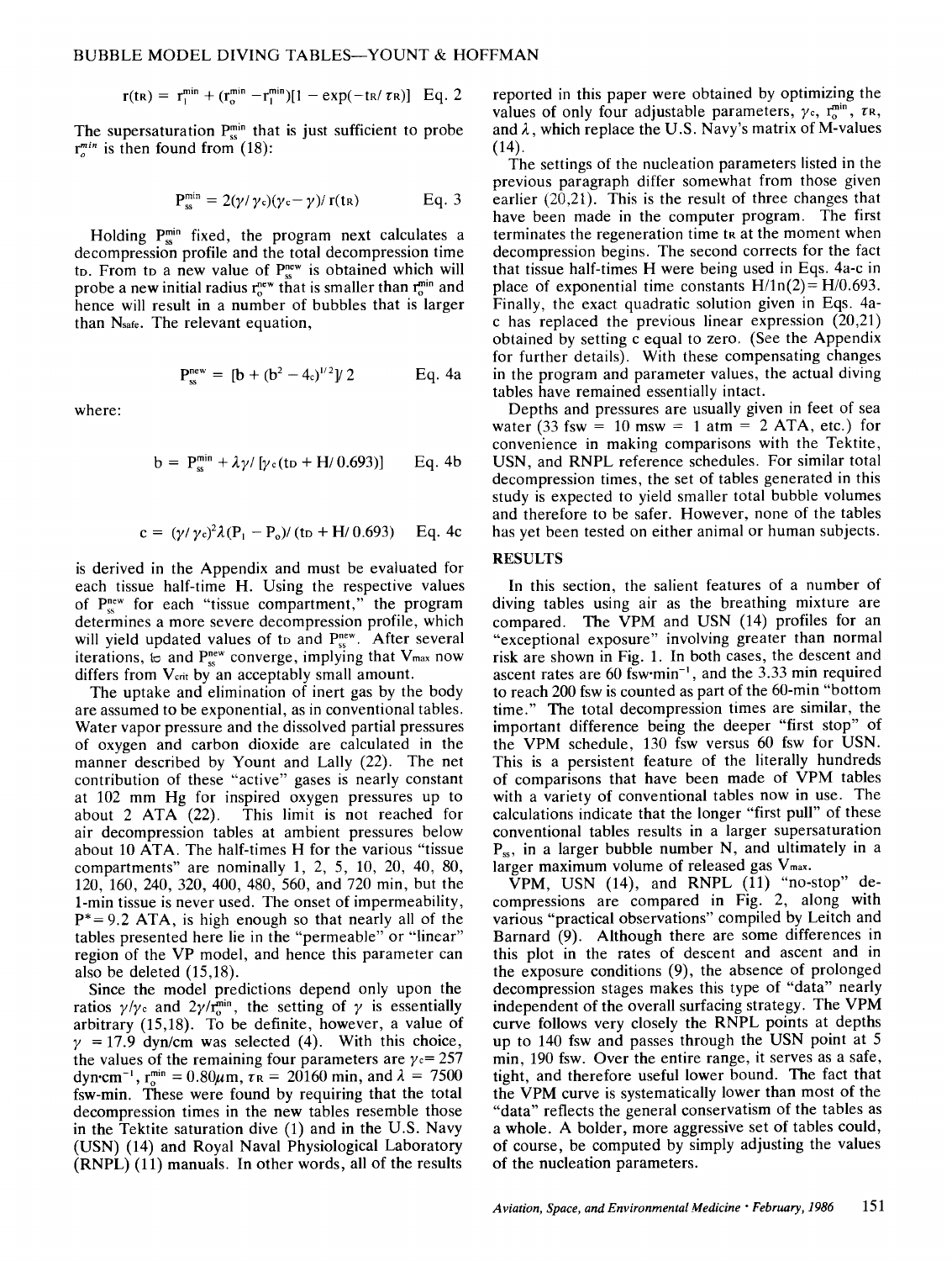$$r(t_R) = r_1^{min} + (r_o^{min} - r_1^{min})[1 - \exp(-t_R/\tau_R)] \quad \text{Eq. 2}$$

The supersaturation $P_{ss}^{min}$ that is just sufficient to probe $r_o^{min}$ is then found from (18):

$$P_{ss}^{min} = 2(\gamma/\gamma_c)(\gamma_c - \gamma)/r(t_R) \quad \text{Eq. 3}$$

Holding $P_{ss}^{min}$ fixed, the program next calculates a decompression profile and the total decompression time $t_D$. From $t_D$ a new value of $P_{ss}^{new}$ is obtained which will probe a new initial radius $r_o^{new}$ that is smaller than $r_o^{min}$ and hence will result in a number of bubbles that is larger than $N_{safe}$. The relevant equation,

$$P_{ss}^{new} = [b + (b^2 - 4c)^{1/2}]/2 \quad \text{Eq. 4a}$$

where:

$$b = P_{ss}^{min} + \lambda\gamma/[\gamma_c(t_D + H/0.693)] \quad \text{Eq. 4b}$$

$$c = (\gamma/\gamma_c)^2\lambda(P_1 - P_o)/(t_D + H/0.693) \quad \text{Eq. 4c}$$

is derived in the Appendix and must be evaluated for each tissue half-time H. Using the respective values of $P_{ss}^{new}$ for each "tissue compartment," the program determines a more severe decompression profile, which will yield updated values of $t_D$ and $P_{ss}^{new}$. After several iterations, $t_D$ and $P_{ss}^{new}$ converge, implying that $V_{max}$ now differs from $V_{crit}$ by an acceptably small amount.

The uptake and elimination of inert gas by the body are assumed to be exponential, as in conventional tables. Water vapor pressure and the dissolved partial pressures of oxygen and carbon dioxide are calculated in the manner described by Yount and Lally (22). The net contribution of these "active" gases is nearly constant at 102 mm Hg for inspired oxygen pressures up to about 2 ATA (22). This limit is not reached for air decompression tables at ambient pressures below about 10 ATA. The half-times H for the various "tissue compartments" are nominally 1, 2, 5, 10, 20, 40, 80, 120, 160, 240, 320, 400, 480, 560, and 720 min, but the 1-min tissue is never used. The onset of impermeability, $P^* = 9.2$ ATA, is high enough so that nearly all of the tables presented here lie in the "permeable" or "linear" region of the VP model, and hence this parameter can also be deleted (15,18).

Since the model predictions depend only upon the ratios $\gamma/\gamma_c$ and $2\gamma/r_o^{min}$, the setting of $\gamma$ is essentially arbitrary (15,18). To be definite, however, a value of $\gamma = 17.9$ dyn/cm was selected (4). With this choice, the values of the remaining four parameters are $\gamma_c = 257$ dyn·cm$^{-1}$, $r_o^{min} = 0.80\mu$m, $\tau_R = 20160$ min, and $\lambda = 7500$ fsw-min. These were found by requiring that the total decompression times in the new tables resemble those in the Tektite saturation dive (1) and in the U.S. Navy (USN) (14) and Royal Naval Physiological Laboratory (RNPL) (11) manuals. In other words, all of the results reported in this paper were obtained by optimizing the values of only four adjustable parameters, $\gamma_c$, $r_o^{min}$, $\tau_R$, and $\lambda$, which replace the U.S. Navy's matrix of M-values (14).

The settings of the nucleation parameters listed in the previous paragraph differ somewhat from those given earlier (20,21). This is the result of three changes that have been made in the computer program. The first terminates the regeneration time $t_R$ at the moment when decompression begins. The second corrects for the fact that tissue half-times H were being used in Eqs. 4a-c in place of exponential time constants $H/\ln(2) = H/0.693$. Finally, the exact quadratic solution given in Eqs. 4a-c has replaced the previous linear expression (20,21) obtained by setting c equal to zero. (See the Appendix for further details). With these compensating changes in the program and parameter values, the actual diving tables have remained essentially intact.

Depths and pressures are usually given in feet of sea water (33 fsw = 10 msw = 1 atm = 2 ATA, etc.) for convenience in making comparisons with the Tektite, USN, and RNPL reference schedules. For similar total decompression times, the set of tables generated in this study is expected to yield smaller total bubble volumes and therefore to be safer. However, none of the tables has yet been tested on either animal or human subjects.

## RESULTS

In this section, the salient features of a number of diving tables using air as the breathing mixture are compared. The VPM and USN (14) profiles for an "exceptional exposure" involving greater than normal risk are shown in Fig. 1. In both cases, the descent and ascent rates are 60 fsw·min$^{-1}$, and the 3.33 min required to reach 200 fsw is counted as part of the 60-min "bottom time." The total decompression times are similar, the important difference being the deeper "first stop" of the VPM schedule, 130 fsw versus 60 fsw for USN. This is a persistent feature of the literally hundreds of comparisons that have been made of VPM tables with a variety of conventional tables now in use. The calculations indicate that the longer "first pull" of these conventional tables results in a larger supersaturation $P_{ss}$, in a larger bubble number N, and ultimately in a larger maximum volume of released gas $V_{max}$.

VPM, USN (14), and RNPL (11) "no-stop" decompressions are compared in Fig. 2, along with various "practical observations" compiled by Leitch and Barnard (9). Although there are some differences in this plot in the rates of descent and ascent and in the exposure conditions (9), the absence of prolonged decompression stages makes this type of "data" nearly independent of the overall surfacing strategy. The VPM curve follows very closely the RNPL points at depths up to 140 fsw and passes through the USN point at 5 min, 190 fsw. Over the entire range, it serves as a safe, tight, and therefore useful lower bound. The fact that the VPM curve is systematically lower than most of the "data" reflects the general conservatism of the tables as a whole. A bolder, more aggressive set of tables could, of course, be computed by simply adjusting the values of the nucleation parameters.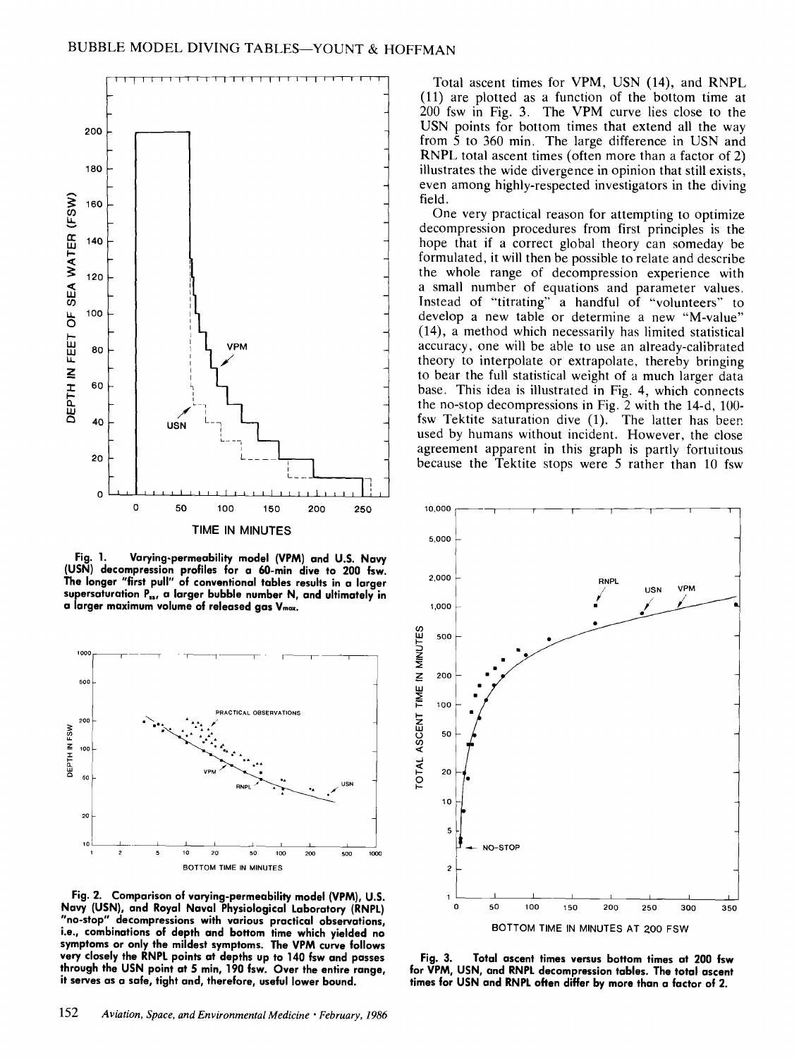Fig. 1. Varying-permeability model (VPM) and U.S. Navy (USN) decompression profiles for a 60-min dive to 200 fsw. The longer "first pull" of conventional tables results in a larger supersaturation $P_{ss}$, a larger bubble number N, and ultimately in a larger maximum volume of released gas $V_{max}$.

Fig. 2. Comparison of varying-permeability model (VPM), U.S. Navy (USN), and Royal Naval Physiological Laboratory (RNPL) "no-stop" decompressions with various practical observations, i.e., combinations of depth and bottom time which yielded no symptoms or only the mildest symptoms. The VPM curve follows very closely the RNPL points at depths up to 140 fsw and passes through the USN point at 5 min, 190 fsw. Over the entire range, it serves as a safe, tight and, therefore, useful lower bound.

Total ascent times for VPM, USN (14), and RNPL (11) are plotted as a function of the bottom time at 200 fsw in Fig. 3. The VPM curve lies close to the USN points for bottom times that extend all the way from 5 to 360 min. The large difference in USN and RNPL total ascent times (often more than a factor of 2) illustrates the wide divergence in opinion that still exists, even among highly-respected investigators in the diving field.

One very practical reason for attempting to optimize decompression procedures from first principles is the hope that if a correct global theory can someday be formulated, it will then be possible to relate and describe the whole range of decompression experience with a small number of equations and parameter values. Instead of "titrating" a handful of "volunteers" to develop a new table or determine a new "M-value" (14), a method which necessarily has limited statistical accuracy, one will be able to use an already-calibrated theory to interpolate or extrapolate, thereby bringing to bear the full statistical weight of a much larger data base. This idea is illustrated in Fig. 4, which connects the no-stop decompressions in Fig. 2 with the 14-d, 100-fsw Tektite saturation dive (1). The latter has been used by humans without incident. However, the close agreement apparent in this graph is partly fortuitous because the Tektite stops were 5 rather than 10 fsw

Fig. 3. Total ascent times versus bottom times at 200 fsw for VPM, USN, and RNPL decompression tables. The total ascent times for USN and RNPL often differ by more than a factor of 2.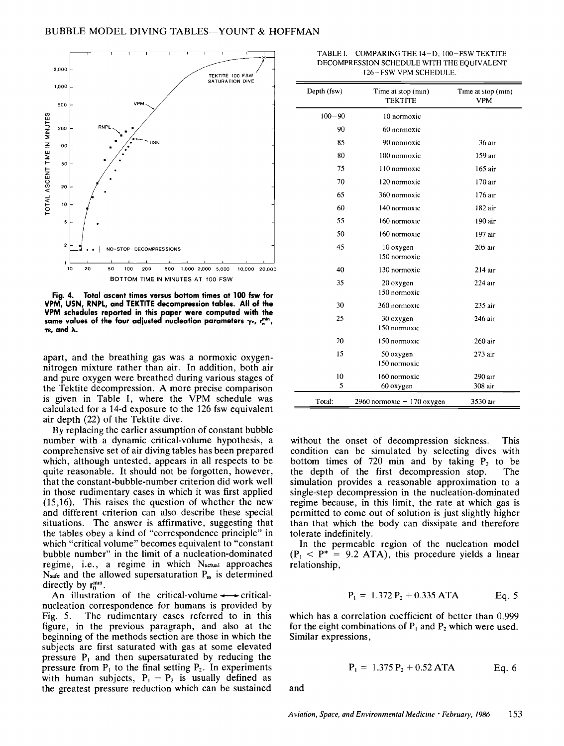Fig. 4. Total ascent times versus bottom times at 100 fsw for VPM, USN, RNPL, and TEKTITE decompression tables. All of the VPM schedules reported in this paper were computed with the same values of the four adjusted nucleation parameters $\gamma_c$, $r_0^{min}$, $\tau_R$, and $\lambda$.

apart, and the breathing gas was a normoxic oxygen-nitrogen mixture rather than air. In addition, both air and pure oxygen were breathed during various stages of the Tektite decompression. A more precise comparison is given in Table I, where the VPM schedule was calculated for a 14-d exposure to the 126 fsw equivalent air depth (22) of the Tektite dive.

By replacing the earlier assumption of constant bubble number with a dynamic critical-volume hypothesis, a comprehensive set of air diving tables has been prepared which, although untested, appears in all respects to be quite reasonable. It should not be forgotten, however, that the constant-bubble-number criterion did work well in those rudimentary cases in which it was first applied (15,16). This raises the question of whether the new and different criterion can also describe these special situations. The answer is affirmative, suggesting that the tables obey a kind of "correspondence principle" in which "critical volume" becomes equivalent to "constant bubble number" in the limit of a nucleation-dominated regime, i.e., a regime in which $N_{actual}$ approaches $N_{safe}$ and the allowed supersaturation $P_{ss}$ is determined directly by $r_0^{min}$.

An illustration of the critical-volume ⟷ critical-nucleation correspondence for humans is provided by Fig. 5. The rudimentary cases referred to in this figure, in the previous paragraph, and also at the beginning of the methods section are those in which the subjects are first saturated with gas at some elevated pressure $P_1$ and then supersaturated by reducing the pressure from $P_1$ to the final setting $P_2$. In experiments with human subjects, $P_1 - P_2$ is usually defined as the greatest pressure reduction which can be sustained

TABLE I. COMPARING THE 14–D, 100–FSW TEKTITE DECOMPRESSION SCHEDULE WITH THE EQUIVALENT 126–FSW VPM SCHEDULE.

| Depth (fsw) | Time at stop (min) TEKTITE | Time at stop (min) VPM |
|---|---|---|
| 100–90 | 10 normoxic | |
| 90 | 60 normoxic | |
| 85 | 90 normoxic | 36 air |
| 80 | 100 normoxic | 159 air |
| 75 | 110 normoxic | 165 air |
| 70 | 120 normoxic | 170 air |
| 65 | 360 normoxic | 176 air |
| 60 | 140 normoxic | 182 air |
| 55 | 160 normoxic | 190 air |
| 50 | 160 normoxic | 197 air |
| 45 | 10 oxygen<br>150 normoxic | 205 air |
| 40 | 130 normoxic | 214 air |
| 35 | 20 oxygen<br>150 normoxic | 224 air |
| 30 | 360 normoxic | 235 air |
| 25 | 30 oxygen<br>150 normoxic | 246 air |
| 20 | 150 normoxic | 260 air |
| 15 | 50 oxygen<br>150 normoxic | 273 air |
| 10 | 160 normoxic | 290 air |
| 5 | 60 oxygen | 308 air |
| Total: | 2960 normoxic + 170 oxygen | 3530 air |

without the onset of decompression sickness. This condition can be simulated by selecting dives with bottom times of 720 min and by taking $P_2$ to be the depth of the first decompression stop. The simulation provides a reasonable approximation to a single-step decompression in the nucleation-dominated regime because, in this limit, the rate at which gas is permitted to come out of solution is just slightly higher than that which the body can dissipate and therefore tolerate indefinitely.

In the permeable region of the nucleation model ($P_1 < P^* = 9.2$ ATA), this procedure yields a linear relationship,

$$P_1 = 1.372\,P_2 + 0.335 \text{ ATA} \qquad \text{Eq. 5}$$

which has a correlation coefficient of better than 0.999 for the eight combinations of $P_1$ and $P_2$ which were used. Similar expressions,

$$P_1 = 1.375\,P_2 + 0.52 \text{ ATA} \qquad \text{Eq. 6}$$

and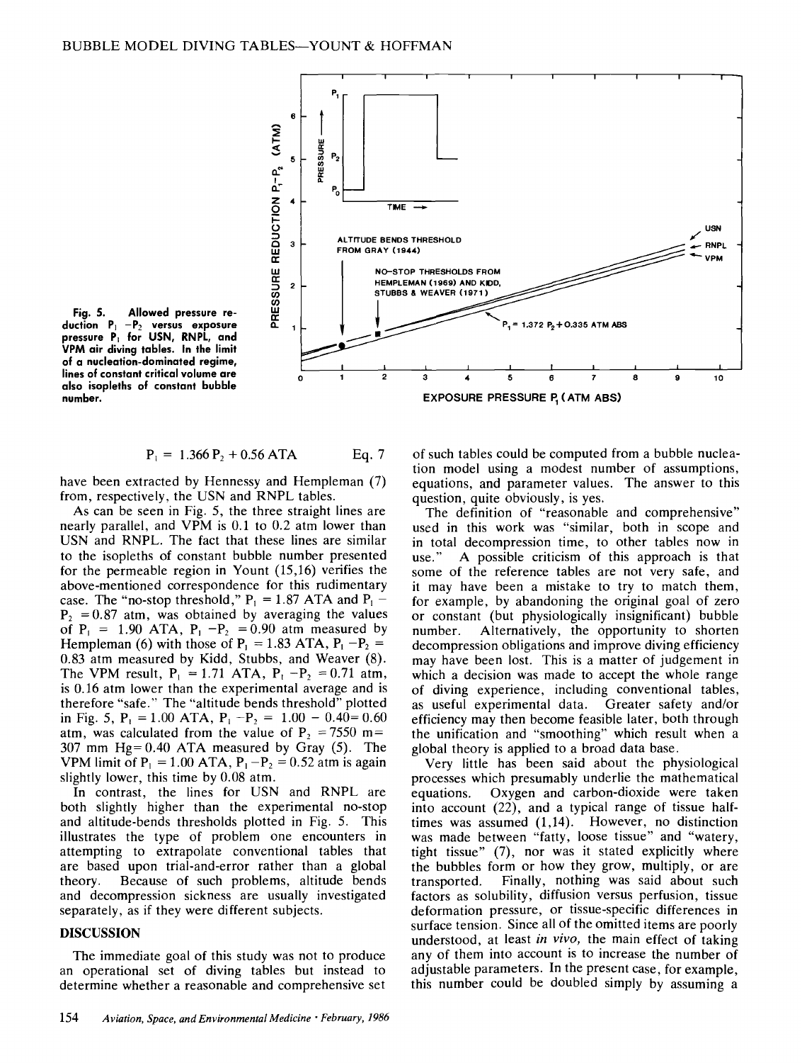Fig. 5. Allowed pressure reduction $P_1 - P_2$ versus exposure pressure $P_1$ for USN, RNPL, and VPM air diving tables. In the limit of a nucleation-dominated regime, lines of constant critical volume are also isopleths of constant bubble number.

$$P_1 = 1.366\,P_2 + 0.56\text{ ATA} \qquad \text{Eq. 7}$$

have been extracted by Hennessy and Hempleman (7) from, respectively, the USN and RNPL tables.

As can be seen in Fig. 5, the three straight lines are nearly parallel, and VPM is 0.1 to 0.2 atm lower than USN and RNPL. The fact that these lines are similar to the isopleths of constant bubble number presented for the permeable region in Yount (15,16) verifies the above-mentioned correspondence for this rudimentary case. The "no-stop threshold," $P_1 = 1.87$ ATA and $P_1 - P_2 = 0.87$ atm, was obtained by averaging the values of $P_1 = 1.90$ ATA, $P_1 - P_2 = 0.90$ atm measured by Hempleman (6) with those of $P_1 = 1.83$ ATA, $P_1 - P_2 = 0.83$ atm measured by Kidd, Stubbs, and Weaver (8). The VPM result, $P_1 = 1.71$ ATA, $P_1 - P_2 = 0.71$ atm, is 0.16 atm lower than the experimental average and is therefore "safe." The "altitude bends threshold" plotted in Fig. 5, $P_1 = 1.00$ ATA, $P_1 - P_2 = 1.00 - 0.40 = 0.60$ atm, was calculated from the value of $P_2 = 7550$ m $=$ 307 mm Hg $= 0.40$ ATA measured by Gray (5). The VPM limit of $P_1 = 1.00$ ATA, $P_1 - P_2 = 0.52$ atm is again slightly lower, this time by 0.08 atm.

In contrast, the lines for USN and RNPL are both slightly higher than the experimental no-stop and altitude-bends thresholds plotted in Fig. 5. This illustrates the type of problem one encounters in attempting to extrapolate conventional tables that are based upon trial-and-error rather than a global theory. Because of such problems, altitude bends and decompression sickness are usually investigated separately, as if they were different subjects.

## DISCUSSION

The immediate goal of this study was not to produce an operational set of diving tables but instead to determine whether a reasonable and comprehensive set of such tables could be computed from a bubble nucleation model using a modest number of assumptions, equations, and parameter values. The answer to this question, quite obviously, is yes.

The definition of "reasonable and comprehensive" used in this work was "similar, both in scope and in total decompression time, to other tables now in use." A possible criticism of this approach is that some of the reference tables are not very safe, and it may have been a mistake to try to match them, for example, by abandoning the original goal of zero or constant (but physiologically insignificant) bubble number. Alternatively, the opportunity to shorten decompression obligations and improve diving efficiency may have been lost. This is a matter of judgement in which a decision was made to accept the whole range of diving experience, including conventional tables, as useful experimental data. Greater safety and/or efficiency may then become feasible later, both through the unification and "smoothing" which result when a global theory is applied to a broad data base.

Very little has been said about the physiological processes which presumably underlie the mathematical equations. Oxygen and carbon-dioxide were taken into account (22), and a typical range of tissue half-times was assumed (1,14). However, no distinction was made between "fatty, loose tissue" and "watery, tight tissue" (7), nor was it stated explicitly where the bubbles form or how they grow, multiply, or are transported. Finally, nothing was said about such factors as solubility, diffusion versus perfusion, tissue deformation pressure, or tissue-specific differences in surface tension. Since all of the omitted items are poorly understood, at least *in vivo*, the main effect of taking any of them into account is to increase the number of adjustable parameters. In the present case, for example, this number could be doubled simply by assuming a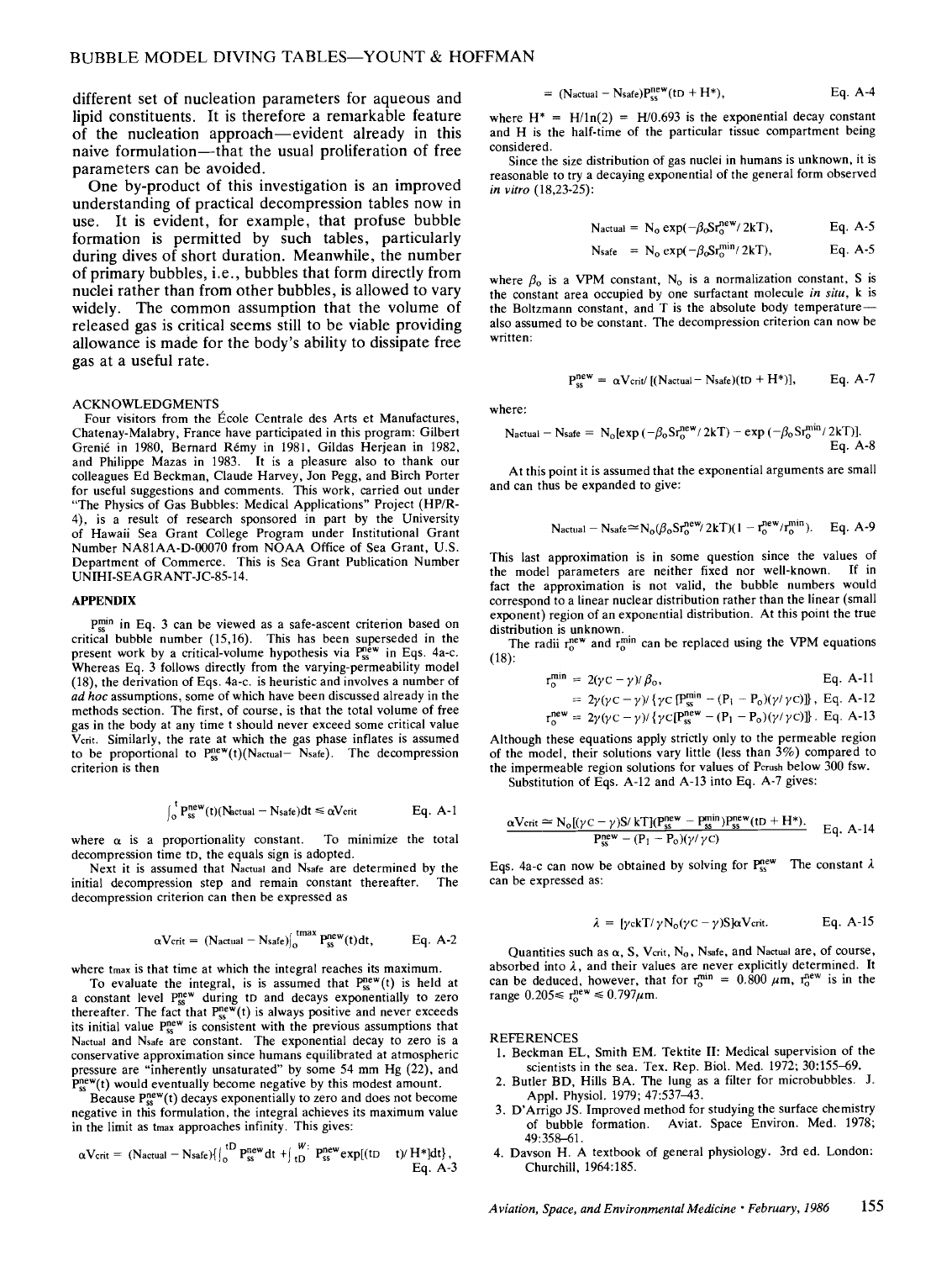different set of nucleation parameters for aqueous and lipid constituents. It is therefore a remarkable feature of the nucleation approach—evident already in this naive formulation—that the usual proliferation of free parameters can be avoided.

One by-product of this investigation is an improved understanding of practical decompression tables now in use. It is evident, for example, that profuse bubble formation is permitted by such tables, particularly during dives of short duration. Meanwhile, the number of primary bubbles, i.e., bubbles that form directly from nuclei rather than from other bubbles, is allowed to vary widely. The common assumption that the volume of released gas is critical seems still to be viable providing allowance is made for the body's ability to dissipate free gas at a useful rate.

## ACKNOWLEDGMENTS

Four visitors from the École Centrale des Arts et Manufactures, Chatenay-Malabry, France have participated in this program: Gilbert Grenié in 1980, Bernard Rémy in 1981, Gildas Herjean in 1982, and Philippe Mazas in 1983. It is a pleasure also to thank our colleagues Ed Beckman, Claude Harvey, Jon Pegg, and Birch Porter for useful suggestions and comments. This work, carried out under "The Physics of Gas Bubbles: Medical Applications" Project (HP/R-4), is a result of research sponsored in part by the University of Hawaii Sea Grant College Program under Institutional Grant Number NA81AA-D-00070 from NOAA Office of Sea Grant, U.S. Department of Commerce. This is Sea Grant Publication Number UNIHI-SEAGRANT-JC-85-14.

## APPENDIX

$P_{ss}^{min}$ in Eq. 3 can be viewed as a safe-ascent criterion based on critical bubble number (15,16). This has been superseded in the present work by a critical-volume hypothesis via $P_{ss}^{new}$ in Eqs. 4a-c. Whereas Eq. 3 follows directly from the varying-permeability model (18), the derivation of Eqs. 4a-c. is heuristic and involves a number of *ad hoc* assumptions, some of which have been discussed already in the methods section. The first, of course, is that the total volume of free gas in the body at any time t should never exceed some critical value $V_{crit}$. Similarly, the rate at which the gas phase inflates is assumed to be proportional to $P_{ss}^{new}(t)(N_{actual} - N_{safe})$. The decompression criterion is then

$$\int_0^t P_{ss}^{new}(t)(N_{actual} - N_{safe})dt \leq \alpha V_{crit} \qquad \text{Eq. A-1}$$

where $\alpha$ is a proportionality constant. To minimize the total decompression time $t_D$, the equals sign is adopted.

Next it is assumed that $N_{actual}$ and $N_{safe}$ are determined by the initial decompression step and remain constant thereafter. The decompression criterion can then be expressed as

$$\alpha V_{crit} = (N_{actual} - N_{safe})\int_0^{t_{max}} P_{ss}^{new}(t)dt, \qquad \text{Eq. A-2}$$

where $t_{max}$ is that time at which the integral reaches its maximum.

To evaluate the integral, is is assumed that $P_{ss}^{new}(t)$ is held at a constant level $P_{ss}^{new}$ during $t_D$ and decays exponentially to zero thereafter. The fact that $P_{ss}^{new}(t)$ is always positive and never exceeds its initial value $P_{ss}^{new}$ is consistent with the previous assumptions that $N_{actual}$ and $N_{safe}$ are constant. The exponential decay to zero is a conservative approximation since humans equilibrated at atmospheric pressure are "inherently unsaturated" by some 54 mm Hg (22), and $P_{ss}^{new}(t)$ would eventually become negative by this modest amount.

Because $P_{ss}^{new}(t)$ decays exponentially to zero and does not become negative in this formulation, the integral achieves its maximum value in the limit as $t_{max}$ approaches infinity. This gives:

$$\alpha V_{crit} = (N_{actual} - N_{safe})\{\int_0^{t_D} P_{ss}^{new}dt + \int_{t_D}^{\infty} P_{ss}^{new}\exp[(t_D - t)/H^*]dt\}, \qquad \text{Eq. A-3}$$

$$= (N_{actual} - N_{safe})P_{ss}^{new}(t_D + H^*), \qquad \text{Eq. A-4}$$

where $H^* = H/\ln(2) = H/0.693$ is the exponential decay constant and H is the half-time of the particular tissue compartment being considered.

Since the size distribution of gas nuclei in humans is unknown, it is reasonable to try a decaying exponential of the general form observed *in vitro* (18,23-25):

$$N_{actual} = N_o \exp(-\beta_o S r_o^{new}/2kT), \qquad \text{Eq. A-5}$$

$$N_{safe} = N_o \exp(-\beta_o S r_o^{min}/2kT), \qquad \text{Eq. A-5}$$

where $\beta_o$ is a VPM constant, $N_o$ is a normalization constant, S is the constant area occupied by one surfactant molecule *in situ*, k is the Boltzmann constant, and T is the absolute body temperature—also assumed to be constant. The decompression criterion can now be written:

$$P_{ss}^{new} = \alpha V_{crit}/[(N_{actual} - N_{safe})(t_D + H^*)], \qquad \text{Eq. A-7}$$

where:

$$N_{actual} - N_{safe} = N_o[\exp(-\beta_o S r_o^{new}/2kT) - \exp(-\beta_o S r_o^{min}/2kT)]. \qquad \text{Eq. A-8}$$

At this point it is assumed that the exponential arguments are small and can thus be expanded to give:

$$N_{actual} - N_{safe} \simeq N_o(\beta_o S r_o^{new}/2kT)(1 - r_o^{new}/r_o^{min}). \qquad \text{Eq. A-9}$$

This last approximation is in some question since the values of the model parameters are neither fixed nor well-known. If in fact the approximation is not valid, the bubble numbers would correspond to a linear nuclear distribution rather than the linear (small exponent) region of an exponential distribution. At this point the true distribution is unknown.

The radii $r_o^{new}$ and $r_o^{min}$ can be replaced using the VPM equations (18):

$$r_o^{min} = 2(\gamma_C - \gamma)/\beta_o, \qquad \text{Eq. A-11}$$

$$= 2\gamma(\gamma_C - \gamma)/\{\gamma_C[P_{ss}^{min} - (P_l - P_o)(\gamma/\gamma_C)]\}, \qquad \text{Eq. A-12}$$

$$r_o^{new} = 2\gamma(\gamma_C - \gamma)/\{\gamma_C[P_{ss}^{new} - (P_l - P_o)(\gamma/\gamma_C)]\}. \qquad \text{Eq. A-13}$$

Although these equations apply strictly only to the permeable region of the model, their solutions vary little (less than 3%) compared to the impermeable region solutions for values of $P_{crush}$ below 300 fsw.

Substitution of Eqs. A-12 and A-13 into Eq. A-7 gives:

$$\alpha V_{crit} \simeq \frac{N_o[(\gamma_C - \gamma)S/kT](P_{ss}^{new} - P_{ss}^{min})P_{ss}^{new}(t_D + H^*)}{P_{ss}^{new} - (P_l - P_o)(\gamma/\gamma_C)}. \qquad \text{Eq. A-14}$$

Eqs. 4a-c can now be obtained by solving for $P_{ss}^{new}$ The constant $\lambda$ can be expressed as:

$$\lambda = [\gamma_C kT/\gamma N_o(\gamma_C - \gamma)S]\alpha V_{crit}. \qquad \text{Eq. A-15}$$

Quantities such as $\alpha$, S, $V_{crit}$, $N_o$, $N_{safe}$, and $N_{actual}$ are, of course, absorbed into $\lambda$, and their values are never explicitly determined. It can be deduced, however, that for $r_o^{min} = 0.800\ \mu m$, $r_o^{new}$ is in the range $0.205 \leq r_o^{new} \leq 0.797 \mu m$.

## REFERENCES

1. Beckman EL, Smith EM. Tektite II: Medical supervision of the scientists in the sea. Tex. Rep. Biol. Med. 1972; 30:155–69.
2. Butler BD, Hills BA. The lung as a filter for microbubbles. J. Appl. Physiol. 1979; 47:537–43.
3. D'Arrigo JS. Improved method for studying the surface chemistry of bubble formation. Aviat. Space Environ. Med. 1978; 49:358–61.
4. Davson H. A textbook of general physiology. 3rd ed. London: Churchill, 1964:185.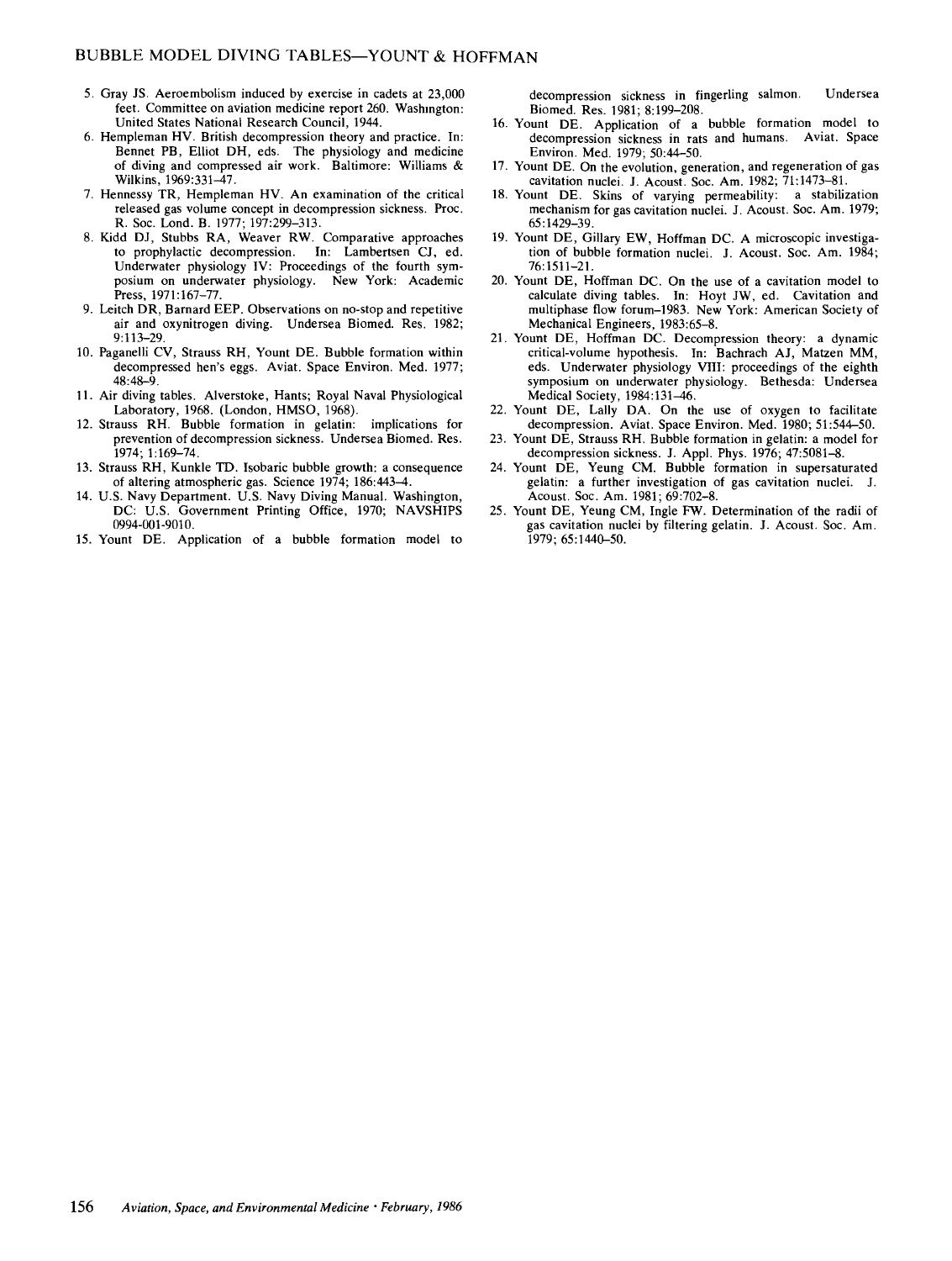5. Gray JS. Aeroembolism induced by exercise in cadets at 23,000 feet. Committee on aviation medicine report 260. Washington: United States National Research Council, 1944.
6. Hempleman HV. British decompression theory and practice. In: Bennet PB, Elliot DH, eds. The physiology and medicine of diving and compressed air work. Baltimore: Williams & Wilkins, 1969:331–47.
7. Hennessy TR, Hempleman HV. An examination of the critical released gas volume concept in decompression sickness. Proc. R. Soc. Lond. B. 1977; 197:299–313.
8. Kidd DJ, Stubbs RA, Weaver RW. Comparative approaches to prophylactic decompression. In: Lambertsen CJ, ed. Underwater physiology IV: Proceedings of the fourth symposium on underwater physiology. New York: Academic Press, 1971:167–77.
9. Leitch DR, Barnard EEP. Observations on no-stop and repetitive air and oxynitrogen diving. Undersea Biomed. Res. 1982; 9:113–29.
10. Paganelli CV, Strauss RH, Yount DE. Bubble formation within decompressed hen's eggs. Aviat. Space Environ. Med. 1977; 48:48–9.
11. Air diving tables. Alverstoke, Hants; Royal Naval Physiological Laboratory, 1968. (London, HMSO, 1968).
12. Strauss RH. Bubble formation in gelatin: implications for prevention of decompression sickness. Undersea Biomed. Res. 1974; 1:169–74.
13. Strauss RH, Kunkle TD. Isobaric bubble growth: a consequence of altering atmospheric gas. Science 1974; 186:443–4.
14. U.S. Navy Department. U.S. Navy Diving Manual. Washington, DC: U.S. Government Printing Office, 1970; NAVSHIPS 0994-001-9010.
15. Yount DE. Application of a bubble formation model to decompression sickness in fingerling salmon. Undersea Biomed. Res. 1981; 8:199–208.
16. Yount DE. Application of a bubble formation model to decompression sickness in rats and humans. Aviat. Space Environ. Med. 1979; 50:44–50.
17. Yount DE. On the evolution, generation, and regeneration of gas cavitation nuclei. J. Acoust. Soc. Am. 1982; 71:1473–81.
18. Yount DE. Skins of varying permeability: a stabilization mechanism for gas cavitation nuclei. J. Acoust. Soc. Am. 1979; 65:1429–39.
19. Yount DE, Gillary EW, Hoffman DC. A microscopic investigation of bubble formation nuclei. J. Acoust. Soc. Am. 1984; 76:1511–21.
20. Yount DE, Hoffman DC. On the use of a cavitation model to calculate diving tables. In: Hoyt JW, ed. Cavitation and multiphase flow forum–1983. New York: American Society of Mechanical Engineers, 1983:65–8.
21. Yount DE, Hoffman DC. Decompression theory: a dynamic critical-volume hypothesis. In: Bachrach AJ, Matzen MM, eds. Underwater physiology VIII: proceedings of the eighth symposium on underwater physiology. Bethesda: Undersea Medical Society, 1984:131–46.
22. Yount DE, Lally DA. On the use of oxygen to facilitate decompression. Aviat. Space Environ. Med. 1980; 51:544–50.
23. Yount DE, Strauss RH. Bubble formation in gelatin: a model for decompression sickness. J. Appl. Phys. 1976; 47:5081–8.
24. Yount DE, Yeung CM. Bubble formation in supersaturated gelatin: a further investigation of gas cavitation nuclei. J. Acoust. Soc. Am. 1981; 69:702–8.
25. Yount DE, Yeung CM, Ingle FW. Determination of the radii of gas cavitation nuclei by filtering gelatin. J. Acoust. Soc. Am. 1979; 65:1440–50.